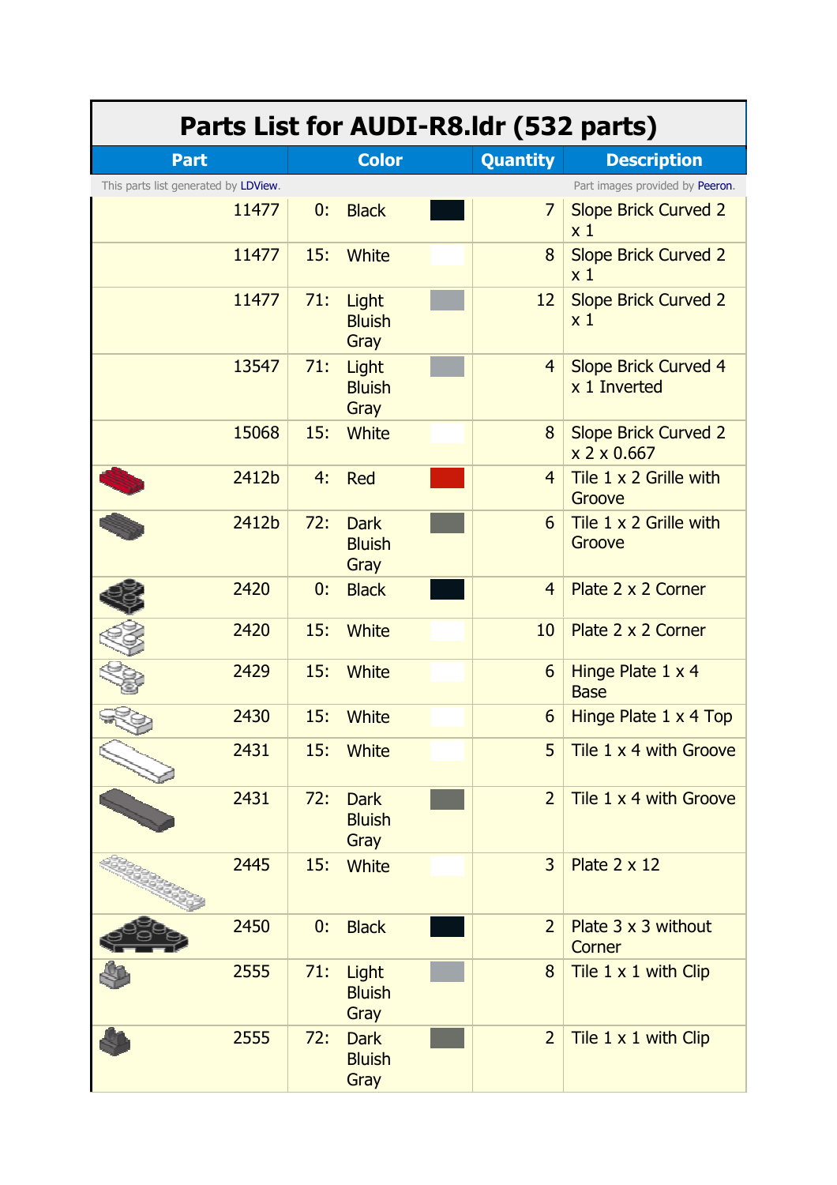# Parts List for AUDI-R8.ldr (532 parts)

| Part | Color | Quantity | Description |
|---|---|---|---|
| This parts list generated by LDView. | | | Part images provided by Peeron. |
| 11477 | 0: Black | 7 | Slope Brick Curved 2 x 1 |
| 11477 | 15: White | 8 | Slope Brick Curved 2 x 1 |
| 11477 | 71: Light Bluish Gray | 12 | Slope Brick Curved 2 x 1 |
| 13547 | 71: Light Bluish Gray | 4 | Slope Brick Curved 4 x 1 Inverted |
| 15068 | 15: White | 8 | Slope Brick Curved 2 x 2 x 0.667 |
| 2412b | 4: Red | 4 | Tile 1 x 2 Grille with Groove |
| 2412b | 72: Dark Bluish Gray | 6 | Tile 1 x 2 Grille with Groove |
| 2420 | 0: Black | 4 | Plate 2 x 2 Corner |
| 2420 | 15: White | 10 | Plate 2 x 2 Corner |
| 2429 | 15: White | 6 | Hinge Plate 1 x 4 Base |
| 2430 | 15: White | 6 | Hinge Plate 1 x 4 Top |
| 2431 | 15: White | 5 | Tile 1 x 4 with Groove |
| 2431 | 72: Dark Bluish Gray | 2 | Tile 1 x 4 with Groove |
| 2445 | 15: White | 3 | Plate 2 x 12 |
| 2450 | 0: Black | 2 | Plate 3 x 3 without Corner |
| 2555 | 71: Light Bluish Gray | 8 | Tile 1 x 1 with Clip |
| 2555 | 72: Dark Bluish Gray | 2 | Tile 1 x 1 with Clip |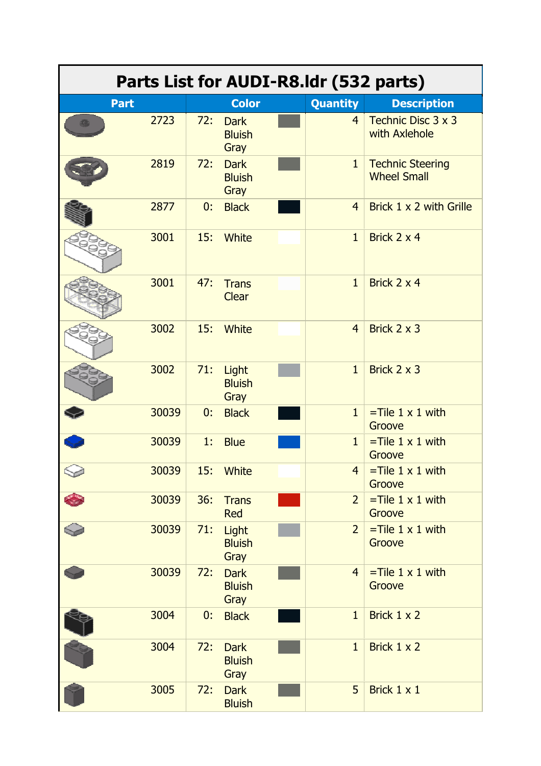# Parts List for AUDI-R8.ldr (532 parts)

| Part | Color | Quantity | Description |
|---|---|---|---|
| 2723 | 72: Dark Bluish Gray | 4 | Technic Disc 3 x 3 with Axlehole |
| 2819 | 72: Dark Bluish Gray | 1 | Technic Steering Wheel Small |
| 2877 | 0: Black | 4 | Brick 1 x 2 with Grille |
| 3001 | 15: White | 1 | Brick 2 x 4 |
| 3001 | 47: Trans Clear | 1 | Brick 2 x 4 |
| 3002 | 15: White | 4 | Brick 2 x 3 |
| 3002 | 71: Light Bluish Gray | 1 | Brick 2 x 3 |
| 30039 | 0: Black | 1 | =Tile 1 x 1 with Groove |
| 30039 | 1: Blue | 1 | =Tile 1 x 1 with Groove |
| 30039 | 15: White | 4 | =Tile 1 x 1 with Groove |
| 30039 | 36: Trans Red | 2 | =Tile 1 x 1 with Groove |
| 30039 | 71: Light Bluish Gray | 2 | =Tile 1 x 1 with Groove |
| 30039 | 72: Dark Bluish Gray | 4 | =Tile 1 x 1 with Groove |
| 3004 | 0: Black | 1 | Brick 1 x 2 |
| 3004 | 72: Dark Bluish Gray | 1 | Brick 1 x 2 |
| 3005 | 72: Dark Bluish | 5 | Brick 1 x 1 |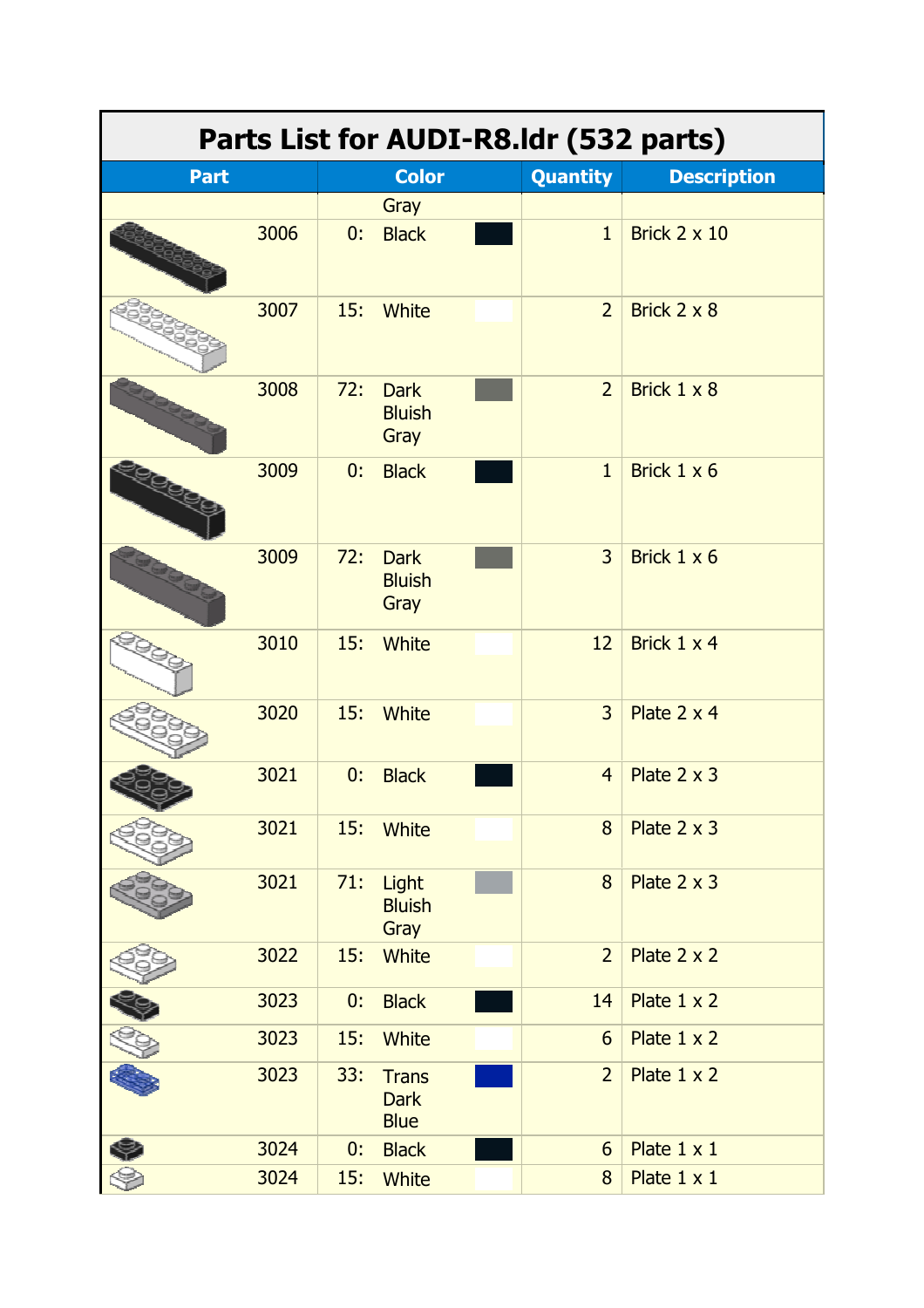# Parts List for AUDI-R8.ldr (532 parts)

| Part | Color | Quantity | Description |
|---|---|---|---|
| | Gray | | |
| 3006 | 0: Black | 1 | Brick 2 x 10 |
| 3007 | 15: White | 2 | Brick 2 x 8 |
| 3008 | 72: Dark Bluish Gray | 2 | Brick 1 x 8 |
| 3009 | 0: Black | 1 | Brick 1 x 6 |
| 3009 | 72: Dark Bluish Gray | 3 | Brick 1 x 6 |
| 3010 | 15: White | 12 | Brick 1 x 4 |
| 3020 | 15: White | 3 | Plate 2 x 4 |
| 3021 | 0: Black | 4 | Plate 2 x 3 |
| 3021 | 15: White | 8 | Plate 2 x 3 |
| 3021 | 71: Light Bluish Gray | 8 | Plate 2 x 3 |
| 3022 | 15: White | 2 | Plate 2 x 2 |
| 3023 | 0: Black | 14 | Plate 1 x 2 |
| 3023 | 15: White | 6 | Plate 1 x 2 |
| 3023 | 33: Trans Dark Blue | 2 | Plate 1 x 2 |
| 3024 | 0: Black | 6 | Plate 1 x 1 |
| 3024 | 15: White | 8 | Plate 1 x 1 |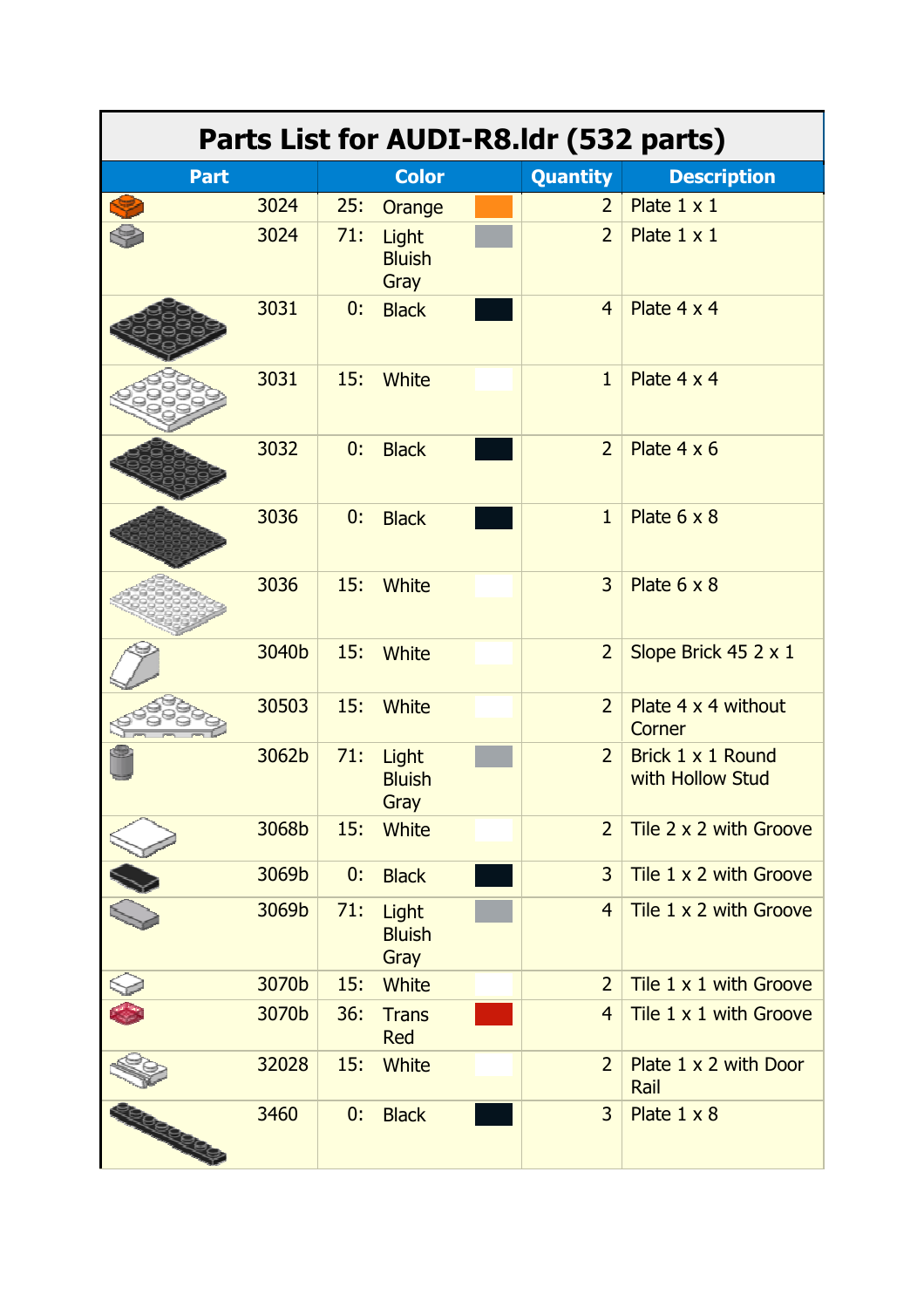# Parts List for AUDI-R8.ldr (532 parts)

| Part | Color | Quantity | Description |
|---|---|---|---|
| 3024 | 25: Orange | 2 | Plate 1 x 1 |
| 3024 | 71: Light Bluish Gray | 2 | Plate 1 x 1 |
| 3031 | 0: Black | 4 | Plate 4 x 4 |
| 3031 | 15: White | 1 | Plate 4 x 4 |
| 3032 | 0: Black | 2 | Plate 4 x 6 |
| 3036 | 0: Black | 1 | Plate 6 x 8 |
| 3036 | 15: White | 3 | Plate 6 x 8 |
| 3040b | 15: White | 2 | Slope Brick 45 2 x 1 |
| 30503 | 15: White | 2 | Plate 4 x 4 without Corner |
| 3062b | 71: Light Bluish Gray | 2 | Brick 1 x 1 Round with Hollow Stud |
| 3068b | 15: White | 2 | Tile 2 x 2 with Groove |
| 3069b | 0: Black | 3 | Tile 1 x 2 with Groove |
| 3069b | 71: Light Bluish Gray | 4 | Tile 1 x 2 with Groove |
| 3070b | 15: White | 2 | Tile 1 x 1 with Groove |
| 3070b | 36: Trans Red | 4 | Tile 1 x 1 with Groove |
| 32028 | 15: White | 2 | Plate 1 x 2 with Door Rail |
| 3460 | 0: Black | 3 | Plate 1 x 8 |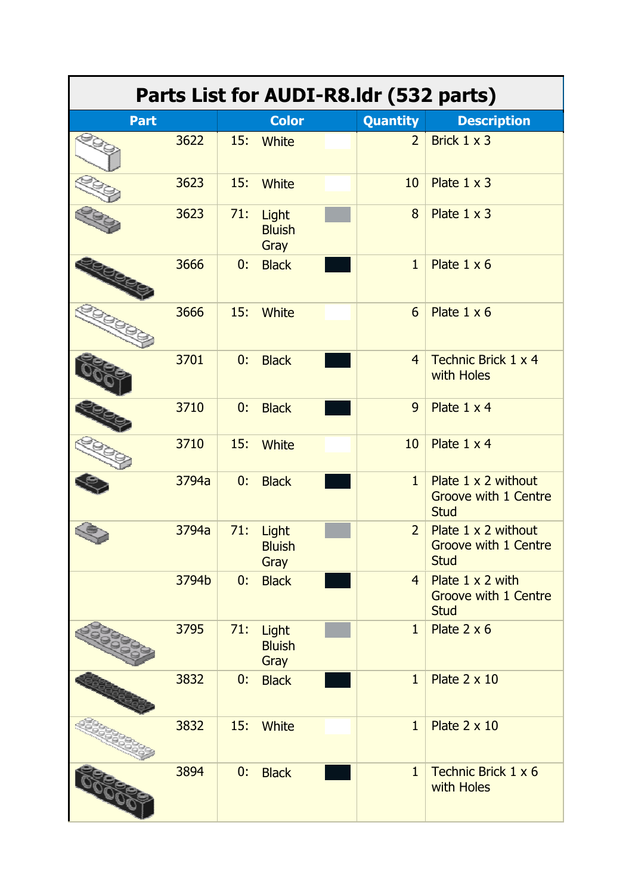# Parts List for AUDI-R8.ldr (532 parts)

| Part | Color | Quantity | Description |
|---|---|---|---|
| 3622 | 15: White | 2 | Brick 1 x 3 |
| 3623 | 15: White | 10 | Plate 1 x 3 |
| 3623 | 71: Light Bluish Gray | 8 | Plate 1 x 3 |
| 3666 | 0: Black | 1 | Plate 1 x 6 |
| 3666 | 15: White | 6 | Plate 1 x 6 |
| 3701 | 0: Black | 4 | Technic Brick 1 x 4 with Holes |
| 3710 | 0: Black | 9 | Plate 1 x 4 |
| 3710 | 15: White | 10 | Plate 1 x 4 |
| 3794a | 0: Black | 1 | Plate 1 x 2 without Groove with 1 Centre Stud |
| 3794a | 71: Light Bluish Gray | 2 | Plate 1 x 2 without Groove with 1 Centre Stud |
| 3794b | 0: Black | 4 | Plate 1 x 2 with Groove with 1 Centre Stud |
| 3795 | 71: Light Bluish Gray | 1 | Plate 2 x 6 |
| 3832 | 0: Black | 1 | Plate 2 x 10 |
| 3832 | 15: White | 1 | Plate 2 x 10 |
| 3894 | 0: Black | 1 | Technic Brick 1 x 6 with Holes |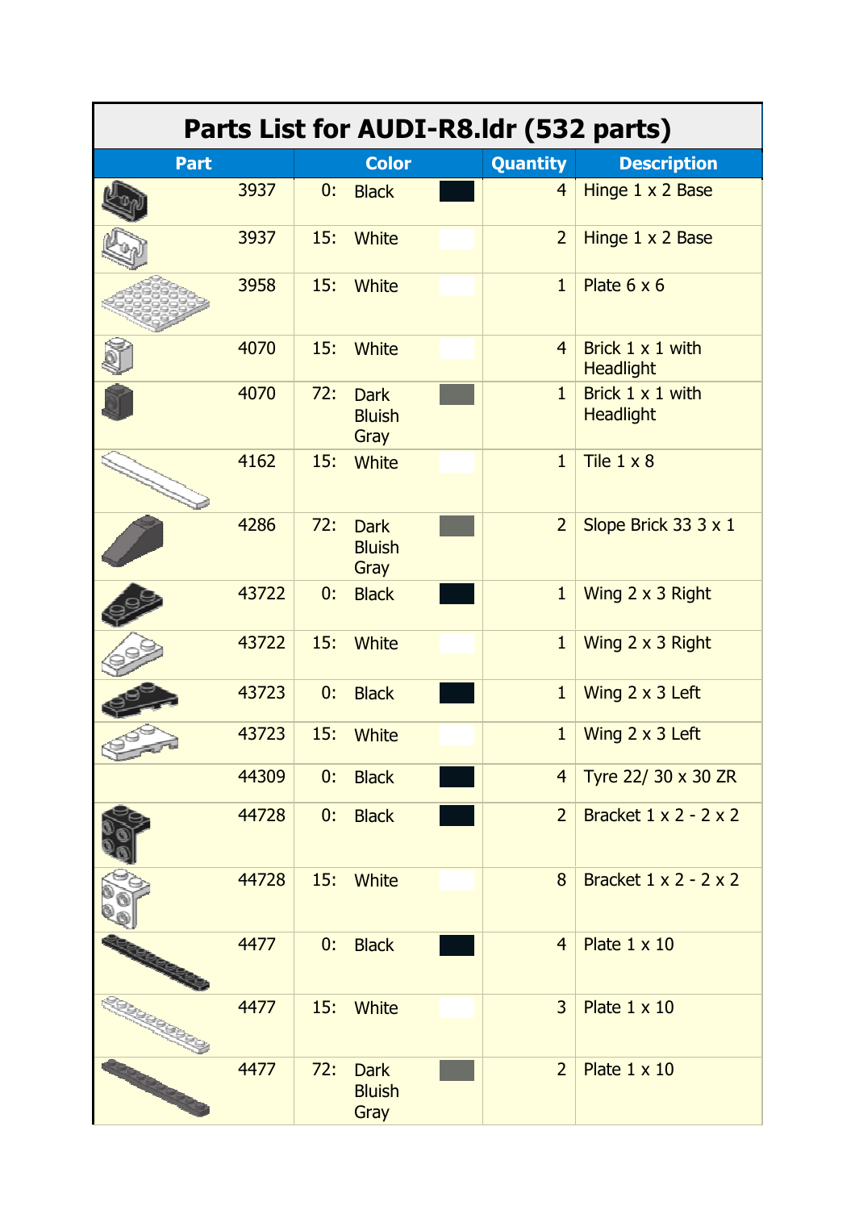| Parts List for AUDI-R8.ldr (532 parts) | | | |
|---|---|---|---|
| **Part** | **Color** | **Quantity** | **Description** |
| 3937 | 0: Black | 4 | Hinge 1 x 2 Base |
| 3937 | 15: White | 2 | Hinge 1 x 2 Base |
| 3958 | 15: White | 1 | Plate 6 x 6 |
| 4070 | 15: White | 4 | Brick 1 x 1 with Headlight |
| 4070 | 72: Dark Bluish Gray | 1 | Brick 1 x 1 with Headlight |
| 4162 | 15: White | 1 | Tile 1 x 8 |
| 4286 | 72: Dark Bluish Gray | 2 | Slope Brick 33 3 x 1 |
| 43722 | 0: Black | 1 | Wing 2 x 3 Right |
| 43722 | 15: White | 1 | Wing 2 x 3 Right |
| 43723 | 0: Black | 1 | Wing 2 x 3 Left |
| 43723 | 15: White | 1 | Wing 2 x 3 Left |
| 44309 | 0: Black | 4 | Tyre 22/ 30 x 30 ZR |
| 44728 | 0: Black | 2 | Bracket 1 x 2 - 2 x 2 |
| 44728 | 15: White | 8 | Bracket 1 x 2 - 2 x 2 |
| 4477 | 0: Black | 4 | Plate 1 x 10 |
| 4477 | 15: White | 3 | Plate 1 x 10 |
| 4477 | 72: Dark Bluish Gray | 2 | Plate 1 x 10 |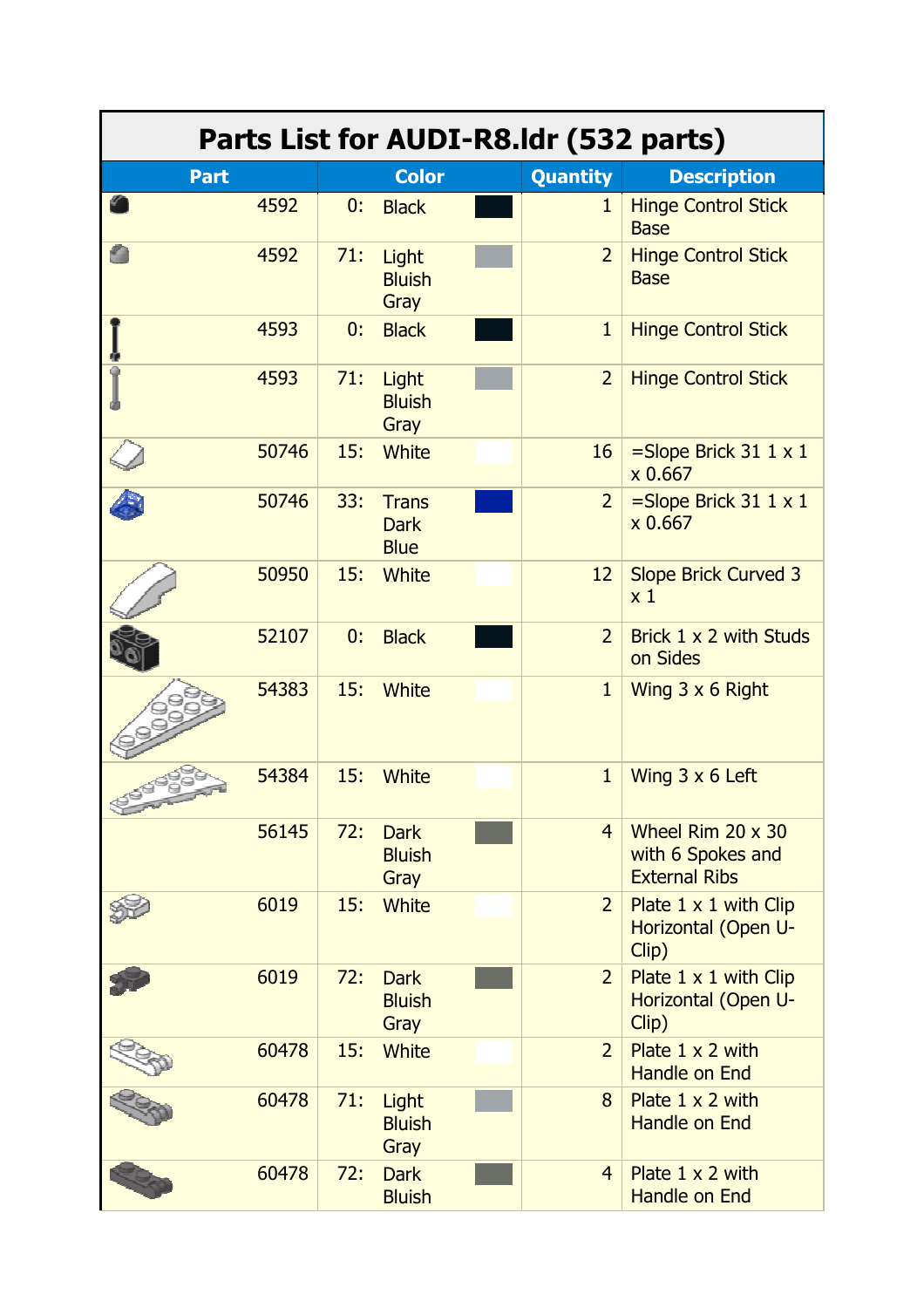| Parts List for AUDI-R8.ldr (532 parts) | | | |
|---|---|---|---|
| **Part** | **Color** | **Quantity** | **Description** |
| 4592 | 0: Black | 1 | Hinge Control Stick Base |
| 4592 | 71: Light Bluish Gray | 2 | Hinge Control Stick Base |
| 4593 | 0: Black | 1 | Hinge Control Stick |
| 4593 | 71: Light Bluish Gray | 2 | Hinge Control Stick |
| 50746 | 15: White | 16 | =Slope Brick 31 1 x 1 x 0.667 |
| 50746 | 33: Trans Dark Blue | 2 | =Slope Brick 31 1 x 1 x 0.667 |
| 50950 | 15: White | 12 | Slope Brick Curved 3 x 1 |
| 52107 | 0: Black | 2 | Brick 1 x 2 with Studs on Sides |
| 54383 | 15: White | 1 | Wing 3 x 6 Right |
| 54384 | 15: White | 1 | Wing 3 x 6 Left |
| 56145 | 72: Dark Bluish Gray | 4 | Wheel Rim 20 x 30 with 6 Spokes and External Ribs |
| 6019 | 15: White | 2 | Plate 1 x 1 with Clip Horizontal (Open U-Clip) |
| 6019 | 72: Dark Bluish Gray | 2 | Plate 1 x 1 with Clip Horizontal (Open U-Clip) |
| 60478 | 15: White | 2 | Plate 1 x 2 with Handle on End |
| 60478 | 71: Light Bluish Gray | 8 | Plate 1 x 2 with Handle on End |
| 60478 | 72: Dark Bluish | 4 | Plate 1 x 2 with Handle on End |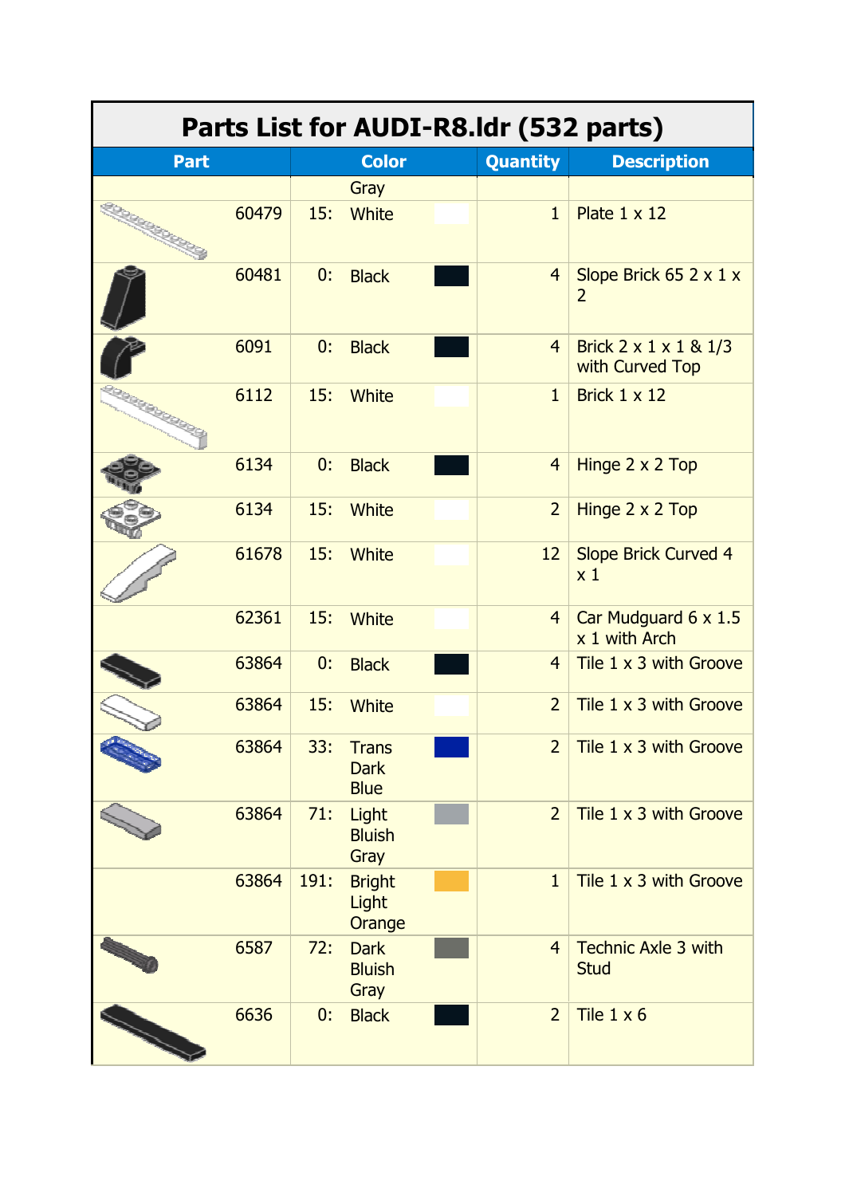| Parts List for AUDI-R8.ldr (532 parts) | | | |
|---|---|---|---|
| **Part** | **Color** | **Quantity** | **Description** |
| | Gray | | |
| 60479 | 15: White | 1 | Plate 1 x 12 |
| 60481 | 0: Black | 4 | Slope Brick 65 2 x 1 x 2 |
| 6091 | 0: Black | 4 | Brick 2 x 1 x 1 & 1/3 with Curved Top |
| 6112 | 15: White | 1 | Brick 1 x 12 |
| 6134 | 0: Black | 4 | Hinge 2 x 2 Top |
| 6134 | 15: White | 2 | Hinge 2 x 2 Top |
| 61678 | 15: White | 12 | Slope Brick Curved 4 x 1 |
| 62361 | 15: White | 4 | Car Mudguard 6 x 1.5 x 1 with Arch |
| 63864 | 0: Black | 4 | Tile 1 x 3 with Groove |
| 63864 | 15: White | 2 | Tile 1 x 3 with Groove |
| 63864 | 33: Trans Dark Blue | 2 | Tile 1 x 3 with Groove |
| 63864 | 71: Light Bluish Gray | 2 | Tile 1 x 3 with Groove |
| 63864 | 191: Bright Light Orange | 1 | Tile 1 x 3 with Groove |
| 6587 | 72: Dark Bluish Gray | 4 | Technic Axle 3 with Stud |
| 6636 | 0: Black | 2 | Tile 1 x 6 |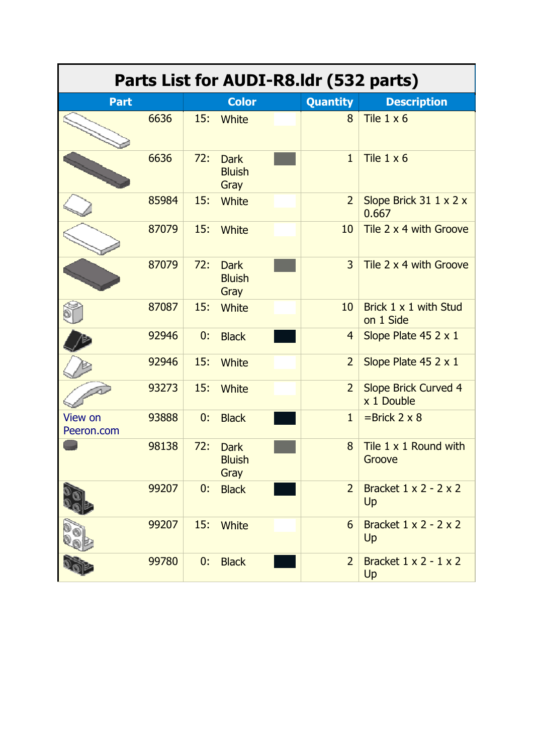# Parts List for AUDI-R8.ldr (532 parts)

| Part | | Color | | | Quantity | Description |
|---|---|---|---|---|---|---|
| | 6636 | 15: | White | | 8 | Tile 1 x 6 |
| | 6636 | 72: | Dark Bluish Gray | | 1 | Tile 1 x 6 |
| | 85984 | 15: | White | | 2 | Slope Brick 31 1 x 2 x 0.667 |
| | 87079 | 15: | White | | 10 | Tile 2 x 4 with Groove |
| | 87079 | 72: | Dark Bluish Gray | | 3 | Tile 2 x 4 with Groove |
| | 87087 | 15: | White | | 10 | Brick 1 x 1 with Stud on 1 Side |
| | 92946 | 0: | Black | | 4 | Slope Plate 45 2 x 1 |
| | 92946 | 15: | White | | 2 | Slope Plate 45 2 x 1 |
| | 93273 | 15: | White | | 2 | Slope Brick Curved 4 x 1 Double |
| View on Peeron.com | 93888 | 0: | Black | | 1 | =Brick 2 x 8 |
| | 98138 | 72: | Dark Bluish Gray | | 8 | Tile 1 x 1 Round with Groove |
| | 99207 | 0: | Black | | 2 | Bracket 1 x 2 - 2 x 2 Up |
| | 99207 | 15: | White | | 6 | Bracket 1 x 2 - 2 x 2 Up |
| | 99780 | 0: | Black | | 2 | Bracket 1 x 2 - 1 x 2 Up |